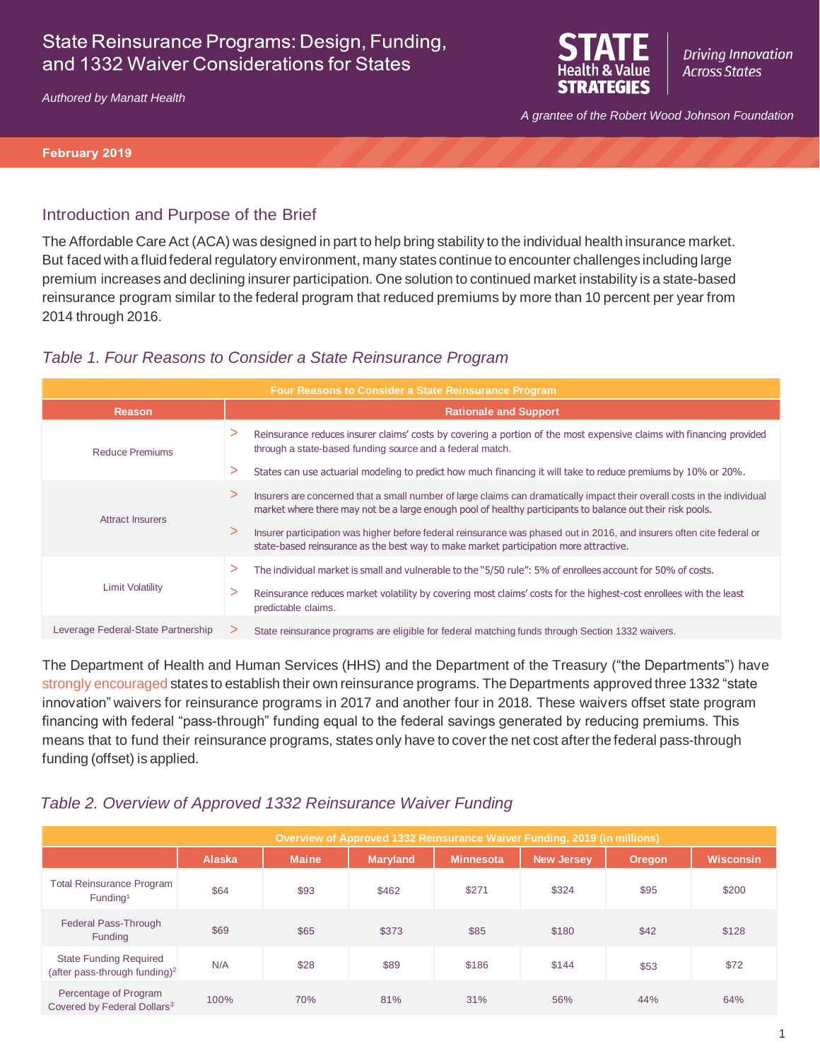# State Reinsurance Programs: Design, Funding, and 1332 Waiver Considerations for States

*Authored by Manatt Health*

STATE Health & Value STRATEGIES — *Driving Innovation Across States*

*A grantee of the Robert Wood Johnson Foundation*

**February 2019**

## Introduction and Purpose of the Brief

The Affordable Care Act (ACA) was designed in part to help bring stability to the individual health insurance market. But faced with a fluid federal regulatory environment, many states continue to encounter challenges including large premium increases and declining insurer participation. One solution to continued market instability is a state-based reinsurance program similar to the federal program that reduced premiums by more than 10 percent per year from 2014 through 2016.

### *Table 1. Four Reasons to Consider a State Reinsurance Program*

| Four Reasons to Consider a State Reinsurance Program | |
|---|---|
| **Reason** | **Rationale and Support** |
| Reduce Premiums | > Reinsurance reduces insurer claims' costs by covering a portion of the most expensive claims with financing provided through a state-based funding source and a federal match.<br>> States can use actuarial modeling to predict how much financing it will take to reduce premiums by 10% or 20%. |
| Attract Insurers | > Insurers are concerned that a small number of large claims can dramatically impact their overall costs in the individual market where there may not be a large enough pool of healthy participants to balance out their risk pools.<br>> Insurer participation was higher before federal reinsurance was phased out in 2016, and insurers often cite federal or state-based reinsurance as the best way to make market participation more attractive. |
| Limit Volatility | > The individual market is small and vulnerable to the "5/50 rule": 5% of enrollees account for 50% of costs.<br>> Reinsurance reduces market volatility by covering most claims' costs for the highest-cost enrollees with the least predictable claims. |
| Leverage Federal-State Partnership | > State reinsurance programs are eligible for federal matching funds through Section 1332 waivers. |

The Department of Health and Human Services (HHS) and the Department of the Treasury ("the Departments") have strongly encouraged states to establish their own reinsurance programs. The Departments approved three 1332 "state innovation" waivers for reinsurance programs in 2017 and another four in 2018. These waivers offset state program financing with federal "pass-through" funding equal to the federal savings generated by reducing premiums. This means that to fund their reinsurance programs, states only have to cover the net cost after the federal pass-through funding (offset) is applied.

### *Table 2. Overview of Approved 1332 Reinsurance Waiver Funding*

| Overview of Approved 1332 Reinsurance Waiver Funding, 2019 (in millions) | | | | | | | |
|---|---|---|---|---|---|---|---|
| | **Alaska** | **Maine** | **Maryland** | **Minnesota** | **New Jersey** | **Oregon** | **Wisconsin** |
| Total Reinsurance Program Funding[1] | $64 | $93 | $462 | $271 | $324 | $95 | $200 |
| Federal Pass-Through Funding | $69 | $65 | $373 | $85 | $180 | $42 | $128 |
| State Funding Required (after pass-through funding)[2] | N/A | $28 | $89 | $186 | $144 | $53 | $72 |
| Percentage of Program Covered by Federal Dollars[3] | 100% | 70% | 81% | 31% | 56% | 44% | 64% |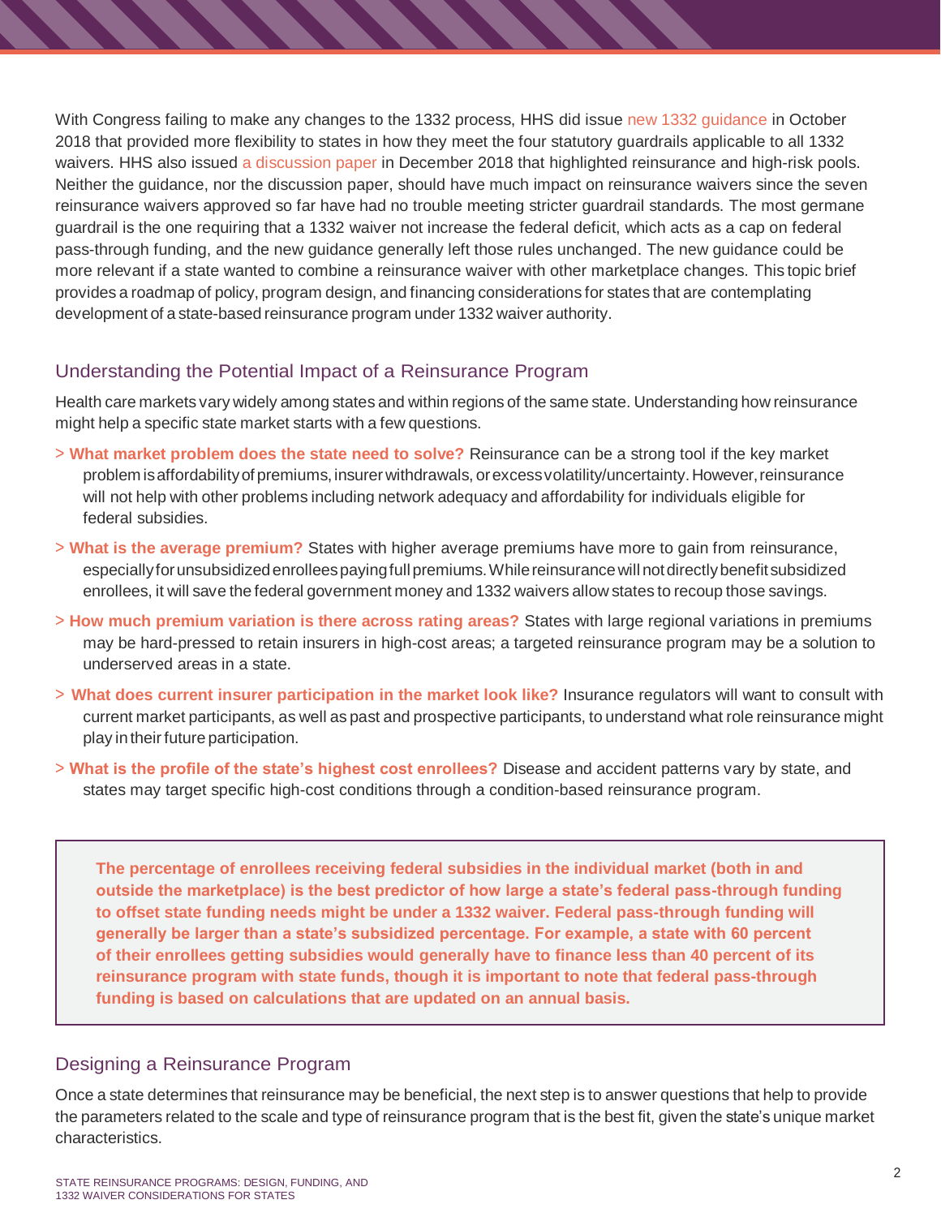With Congress failing to make any changes to the 1332 process, HHS did issue new 1332 guidance in October 2018 that provided more flexibility to states in how they meet the four statutory guardrails applicable to all 1332 waivers. HHS also issued a discussion paper in December 2018 that highlighted reinsurance and high-risk pools. Neither the guidance, nor the discussion paper, should have much impact on reinsurance waivers since the seven reinsurance waivers approved so far have had no trouble meeting stricter guardrail standards. The most germane guardrail is the one requiring that a 1332 waiver not increase the federal deficit, which acts as a cap on federal pass-through funding, and the new guidance generally left those rules unchanged. The new guidance could be more relevant if a state wanted to combine a reinsurance waiver with other marketplace changes. This topic brief provides a roadmap of policy, program design, and financing considerations for states that are contemplating development of a state-based reinsurance program under 1332 waiver authority.

## Understanding the Potential Impact of a Reinsurance Program

Health care markets vary widely among states and within regions of the same state. Understanding how reinsurance might help a specific state market starts with a few questions.

- **What market problem does the state need to solve?** Reinsurance can be a strong tool if the key market problem is affordability of premiums, insurer withdrawals, or excess volatility/uncertainty. However, reinsurance will not help with other problems including network adequacy and affordability for individuals eligible for federal subsidies.
- **What is the average premium?** States with higher average premiums have more to gain from reinsurance, especially for unsubsidized enrollees paying full premiums. While reinsurance will not directly benefit subsidized enrollees, it will save the federal government money and 1332 waivers allow states to recoup those savings.
- **How much premium variation is there across rating areas?** States with large regional variations in premiums may be hard-pressed to retain insurers in high-cost areas; a targeted reinsurance program may be a solution to underserved areas in a state.
- **What does current insurer participation in the market look like?** Insurance regulators will want to consult with current market participants, as well as past and prospective participants, to understand what role reinsurance might play in their future participation.
- **What is the profile of the state's highest cost enrollees?** Disease and accident patterns vary by state, and states may target specific high-cost conditions through a condition-based reinsurance program.

> **The percentage of enrollees receiving federal subsidies in the individual market (both in and outside the marketplace) is the best predictor of how large a state's federal pass-through funding to offset state funding needs might be under a 1332 waiver. Federal pass-through funding will generally be larger than a state's subsidized percentage. For example, a state with 60 percent of their enrollees getting subsidies would generally have to finance less than 40 percent of its reinsurance program with state funds, though it is important to note that federal pass-through funding is based on calculations that are updated on an annual basis.**

## Designing a Reinsurance Program

Once a state determines that reinsurance may be beneficial, the next step is to answer questions that help to provide the parameters related to the scale and type of reinsurance program that is the best fit, given the state's unique market characteristics.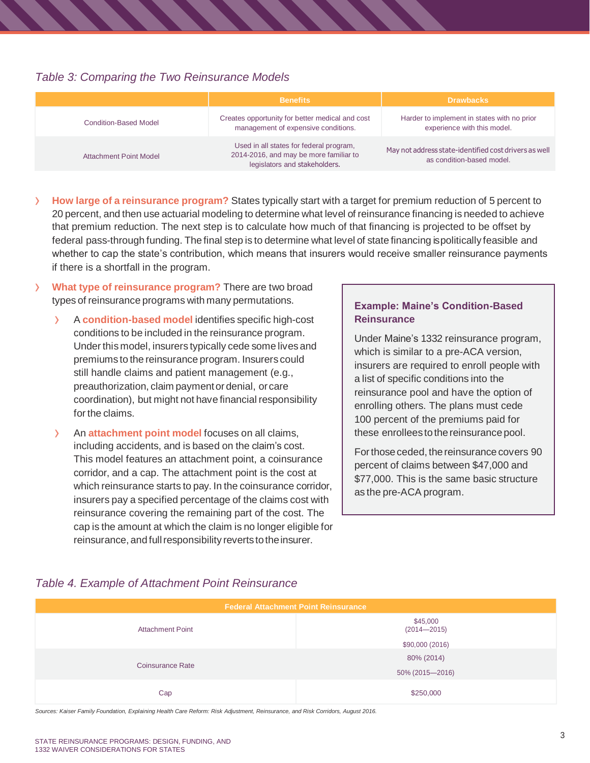*Table 3: Comparing the Two Reinsurance Models*

| | Benefits | Drawbacks |
|---|---|---|
| Condition-Based Model | Creates opportunity for better medical and cost management of expensive conditions. | Harder to implement in states with no prior experience with this model. |
| Attachment Point Model | Used in all states for federal program, 2014-2016, and may be more familiar to legislators and stakeholders. | May not address state-identified cost drivers as well as condition-based model. |

- **How large of a reinsurance program?** States typically start with a target for premium reduction of 5 percent to 20 percent, and then use actuarial modeling to determine what level of reinsurance financing is needed to achieve that premium reduction. The next step is to calculate how much of that financing is projected to be offset by federal pass-through funding. The final step is to determine what level of state financing is politically feasible and whether to cap the state's contribution, which means that insurers would receive smaller reinsurance payments if there is a shortfall in the program.

- **What type of reinsurance program?** There are two broad types of reinsurance programs with many permutations.
  - A **condition-based model** identifies specific high-cost conditions to be included in the reinsurance program. Under this model, insurers typically cede some lives and premiums to the reinsurance program. Insurers could still handle claims and patient management (e.g., preauthorization, claim payment or denial, or care coordination), but might not have financial responsibility for the claims.
  - An **attachment point model** focuses on all claims, including accidents, and is based on the claim's cost. This model features an attachment point, a coinsurance corridor, and a cap. The attachment point is the cost at which reinsurance starts to pay. In the coinsurance corridor, insurers pay a specified percentage of the claims cost with reinsurance covering the remaining part of the cost. The cap is the amount at which the claim is no longer eligible for reinsurance, and full responsibility reverts to the insurer.

**Example: Maine's Condition-Based Reinsurance**

Under Maine's 1332 reinsurance program, which is similar to a pre-ACA version, insurers are required to enroll people with a list of specific conditions into the reinsurance pool and have the option of enrolling others. The plans must cede 100 percent of the premiums paid for these enrollees to the reinsurance pool.

For those ceded, the reinsurance covers 90 percent of claims between $47,000 and $77,000. This is the same basic structure as the pre-ACA program.

*Table 4. Example of Attachment Point Reinsurance*

| Federal Attachment Point Reinsurance | |
|---|---|
| Attachment Point | $45,000 (2014—2015)<br>$90,000 (2016) |
| Coinsurance Rate | 80% (2014)<br>50% (2015—2016) |
| Cap | $250,000 |

*Sources: Kaiser Family Foundation, Explaining Health Care Reform: Risk Adjustment, Reinsurance, and Risk Corridors, August 2016.*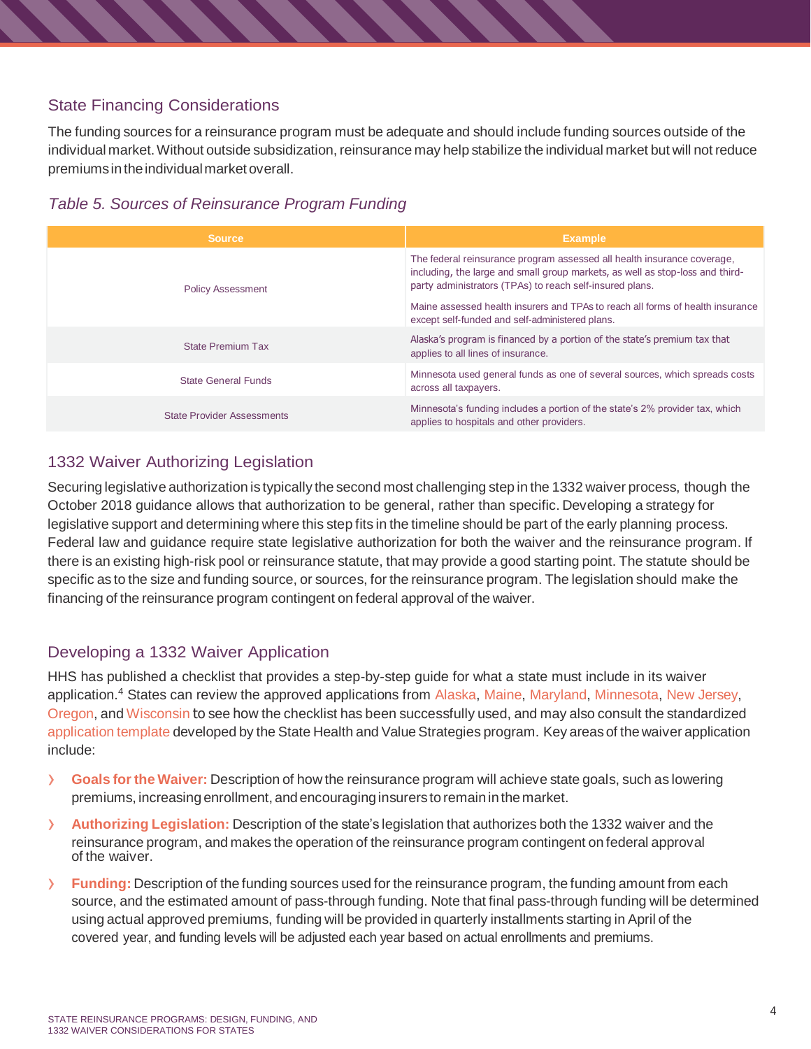## State Financing Considerations

The funding sources for a reinsurance program must be adequate and should include funding sources outside of the individual market. Without outside subsidization, reinsurance may help stabilize the individual market but will not reduce premiums in the individual market overall.

### *Table 5. Sources of Reinsurance Program Funding*

| Source | Example |
|---|---|
| Policy Assessment | The federal reinsurance program assessed all health insurance coverage, including, the large and small group markets, as well as stop-loss and third-party administrators (TPAs) to reach self-insured plans. <br><br> Maine assessed health insurers and TPAs to reach all forms of health insurance except self-funded and self-administered plans. |
| State Premium Tax | Alaska's program is financed by a portion of the state's premium tax that applies to all lines of insurance. |
| State General Funds | Minnesota used general funds as one of several sources, which spreads costs across all taxpayers. |
| State Provider Assessments | Minnesota's funding includes a portion of the state's 2% provider tax, which applies to hospitals and other providers. |

## 1332 Waiver Authorizing Legislation

Securing legislative authorization is typically the second most challenging step in the 1332 waiver process, though the October 2018 guidance allows that authorization to be general, rather than specific. Developing a strategy for legislative support and determining where this step fits in the timeline should be part of the early planning process. Federal law and guidance require state legislative authorization for both the waiver and the reinsurance program. If there is an existing high-risk pool or reinsurance statute, that may provide a good starting point. The statute should be specific as to the size and funding source, or sources, for the reinsurance program. The legislation should make the financing of the reinsurance program contingent on federal approval of the waiver.

## Developing a 1332 Waiver Application

HHS has published a checklist that provides a step-by-step guide for what a state must include in its waiver application.[4] States can review the approved applications from Alaska, Maine, Maryland, Minnesota, New Jersey, Oregon, and Wisconsin to see how the checklist has been successfully used, and may also consult the standardized application template developed by the State Health and Value Strategies program. Key areas of the waiver application include:

- **Goals for the Waiver:** Description of how the reinsurance program will achieve state goals, such as lowering premiums, increasing enrollment, and encouraging insurers to remain in the market.
- **Authorizing Legislation:** Description of the state's legislation that authorizes both the 1332 waiver and the reinsurance program, and makes the operation of the reinsurance program contingent on federal approval of the waiver.
- **Funding:** Description of the funding sources used for the reinsurance program, the funding amount from each source, and the estimated amount of pass-through funding. Note that final pass-through funding will be determined using actual approved premiums, funding will be provided in quarterly installments starting in April of the covered year, and funding levels will be adjusted each year based on actual enrollments and premiums.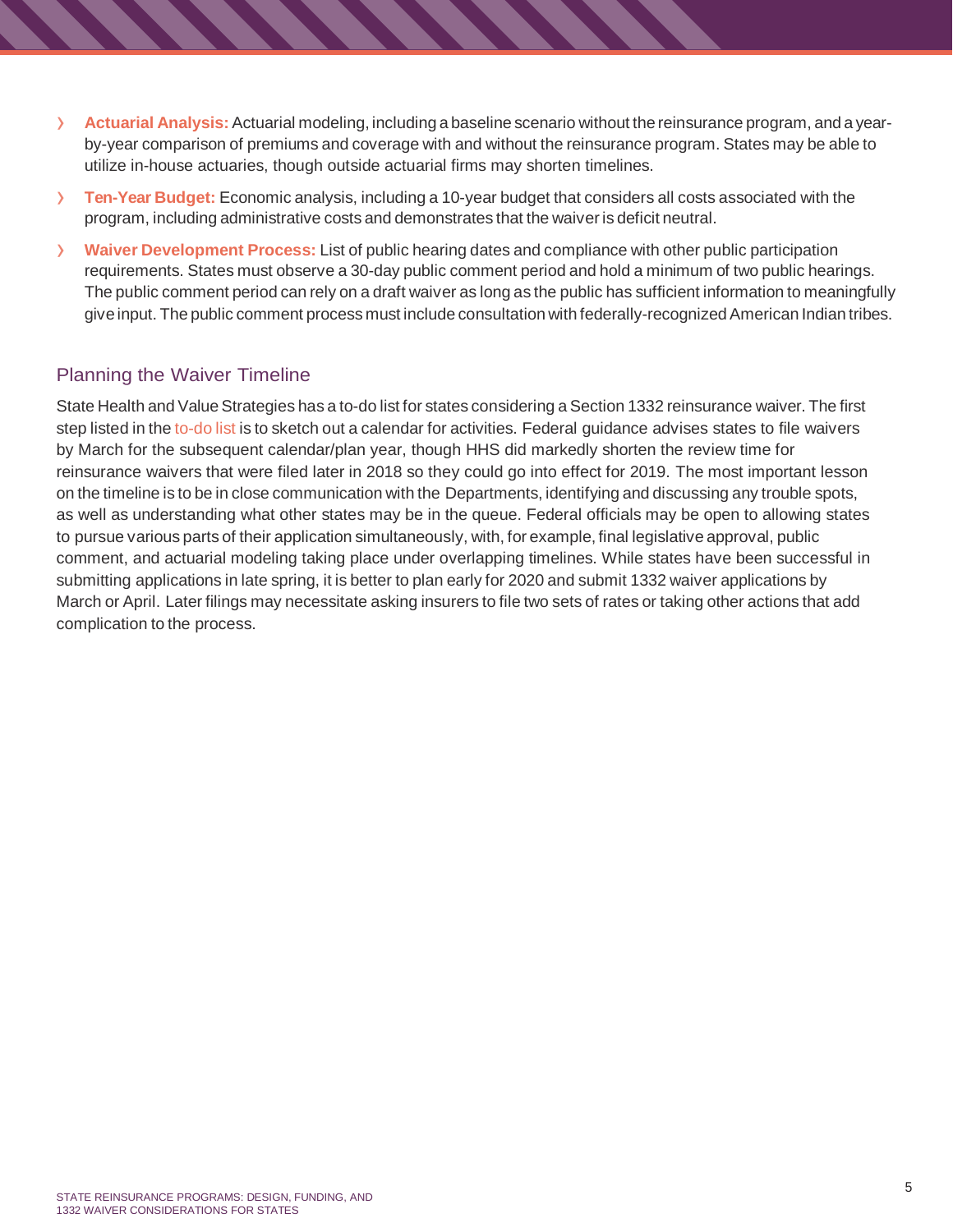- **Actuarial Analysis:** Actuarial modeling, including a baseline scenario without the reinsurance program, and a year-by-year comparison of premiums and coverage with and without the reinsurance program. States may be able to utilize in-house actuaries, though outside actuarial firms may shorten timelines.
- **Ten-Year Budget:** Economic analysis, including a 10-year budget that considers all costs associated with the program, including administrative costs and demonstrates that the waiver is deficit neutral.
- **Waiver Development Process:** List of public hearing dates and compliance with other public participation requirements. States must observe a 30-day public comment period and hold a minimum of two public hearings. The public comment period can rely on a draft waiver as long as the public has sufficient information to meaningfully give input. The public comment process must include consultation with federally-recognized American Indian tribes.

## Planning the Waiver Timeline

State Health and Value Strategies has a to-do list for states considering a Section 1332 reinsurance waiver. The first step listed in the to-do list is to sketch out a calendar for activities. Federal guidance advises states to file waivers by March for the subsequent calendar/plan year, though HHS did markedly shorten the review time for reinsurance waivers that were filed later in 2018 so they could go into effect for 2019. The most important lesson on the timeline is to be in close communication with the Departments, identifying and discussing any trouble spots, as well as understanding what other states may be in the queue. Federal officials may be open to allowing states to pursue various parts of their application simultaneously, with, for example, final legislative approval, public comment, and actuarial modeling taking place under overlapping timelines. While states have been successful in submitting applications in late spring, it is better to plan early for 2020 and submit 1332 waiver applications by March or April. Later filings may necessitate asking insurers to file two sets of rates or taking other actions that add complication to the process.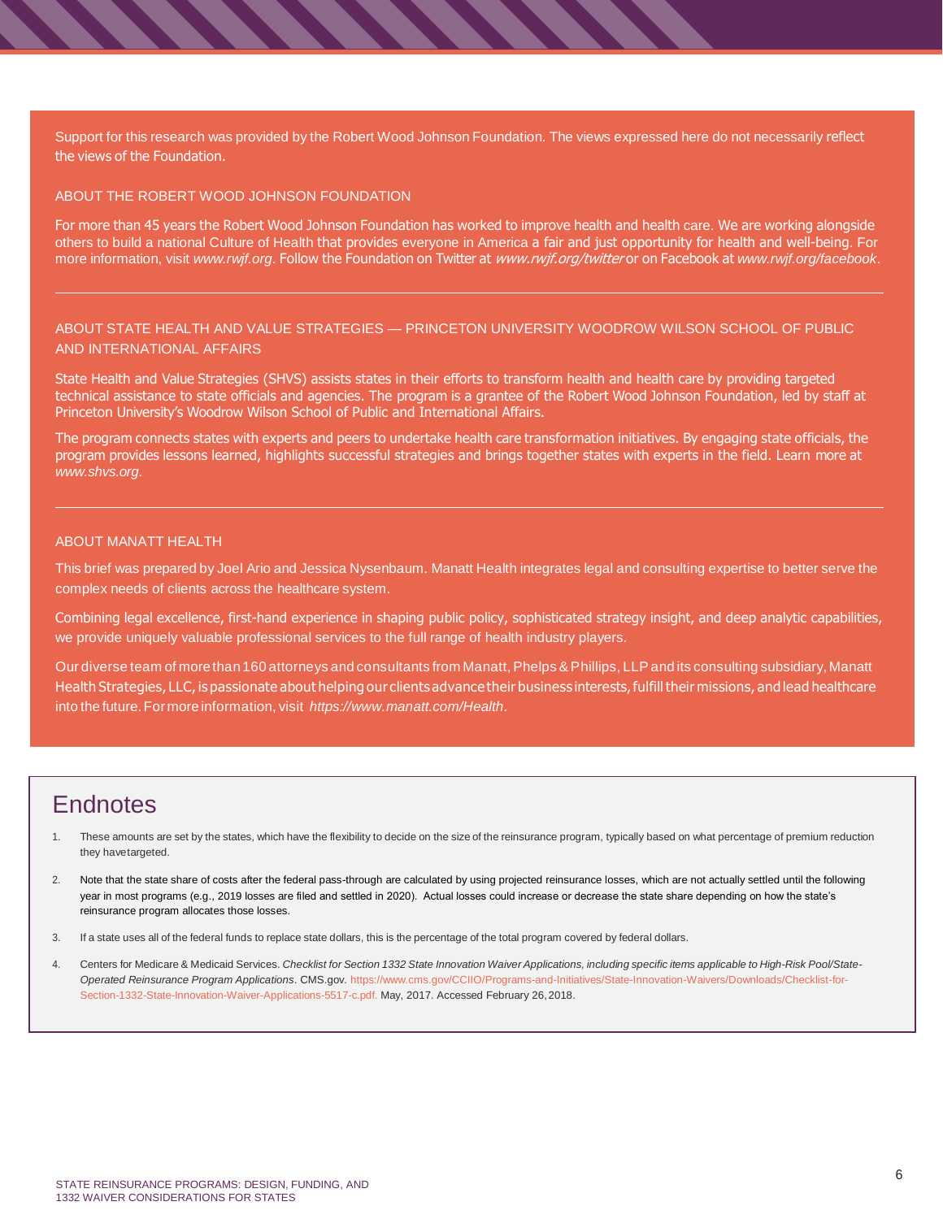Support for this research was provided by the Robert Wood Johnson Foundation. The views expressed here do not necessarily reflect the views of the Foundation.

### ABOUT THE ROBERT WOOD JOHNSON FOUNDATION

For more than 45 years the Robert Wood Johnson Foundation has worked to improve health and health care. We are working alongside others to build a national Culture of Health that provides everyone in America a fair and just opportunity for health and well-being. For more information, visit *www.rwjf.org*. Follow the Foundation on Twitter at *www.rwjf.org/twitter* or on Facebook at *www.rwjf.org/facebook*.

---

### ABOUT STATE HEALTH AND VALUE STRATEGIES — PRINCETON UNIVERSITY WOODROW WILSON SCHOOL OF PUBLIC AND INTERNATIONAL AFFAIRS

State Health and Value Strategies (SHVS) assists states in their efforts to transform health and health care by providing targeted technical assistance to state officials and agencies. The program is a grantee of the Robert Wood Johnson Foundation, led by staff at Princeton University's Woodrow Wilson School of Public and International Affairs.

The program connects states with experts and peers to undertake health care transformation initiatives. By engaging state officials, the program provides lessons learned, highlights successful strategies and brings together states with experts in the field. Learn more at *www.shvs.org*.

---

### ABOUT MANATT HEALTH

This brief was prepared by Joel Ario and Jessica Nysenbaum. Manatt Health integrates legal and consulting expertise to better serve the complex needs of clients across the healthcare system.

Combining legal excellence, first-hand experience in shaping public policy, sophisticated strategy insight, and deep analytic capabilities, we provide uniquely valuable professional services to the full range of health industry players.

Our diverse team of more than 160 attorneys and consultants from Manatt, Phelps & Phillips, LLP and its consulting subsidiary, Manatt Health Strategies, LLC, is passionate about helping our clients advance their business interests, fulfill their missions, and lead healthcare into the future. For more information, visit *https://www.manatt.com/Health*.

## Endnotes

1. These amounts are set by the states, which have the flexibility to decide on the size of the reinsurance program, typically based on what percentage of premium reduction they have targeted.
2. Note that the state share of costs after the federal pass-through are calculated by using projected reinsurance losses, which are not actually settled until the following year in most programs (e.g., 2019 losses are filed and settled in 2020). Actual losses could increase or decrease the state share depending on how the state's reinsurance program allocates those losses.
3. If a state uses all of the federal funds to replace state dollars, this is the percentage of the total program covered by federal dollars.
4. Centers for Medicare & Medicaid Services. *Checklist for Section 1332 State Innovation Waiver Applications, including specific items applicable to High-Risk Pool/State-Operated Reinsurance Program Applications*. CMS.gov. https://www.cms.gov/CCIIO/Programs-and-Initiatives/State-Innovation-Waivers/Downloads/Checklist-for-Section-1332-State-Innovation-Waiver-Applications-5517-c.pdf. May, 2017. Accessed February 26, 2018.